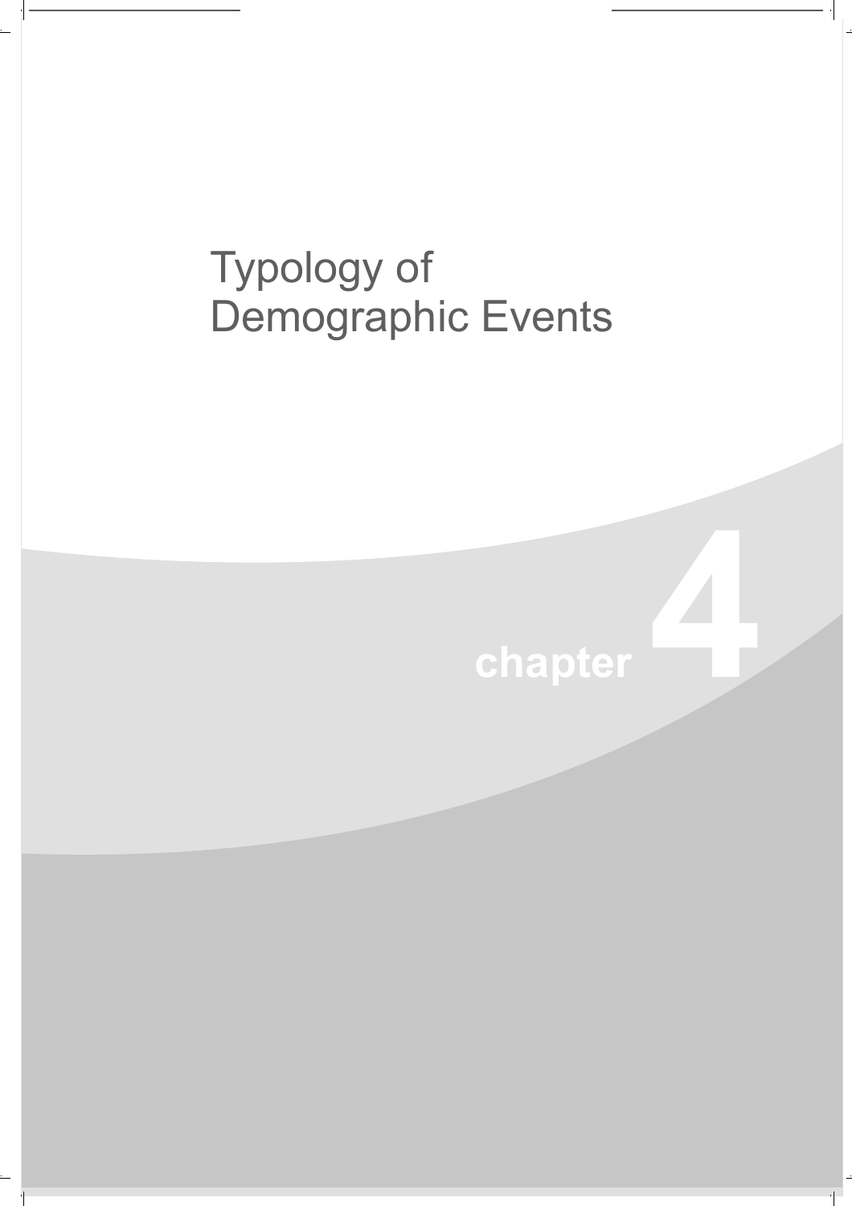# Typology of Demographic Events

chapter 4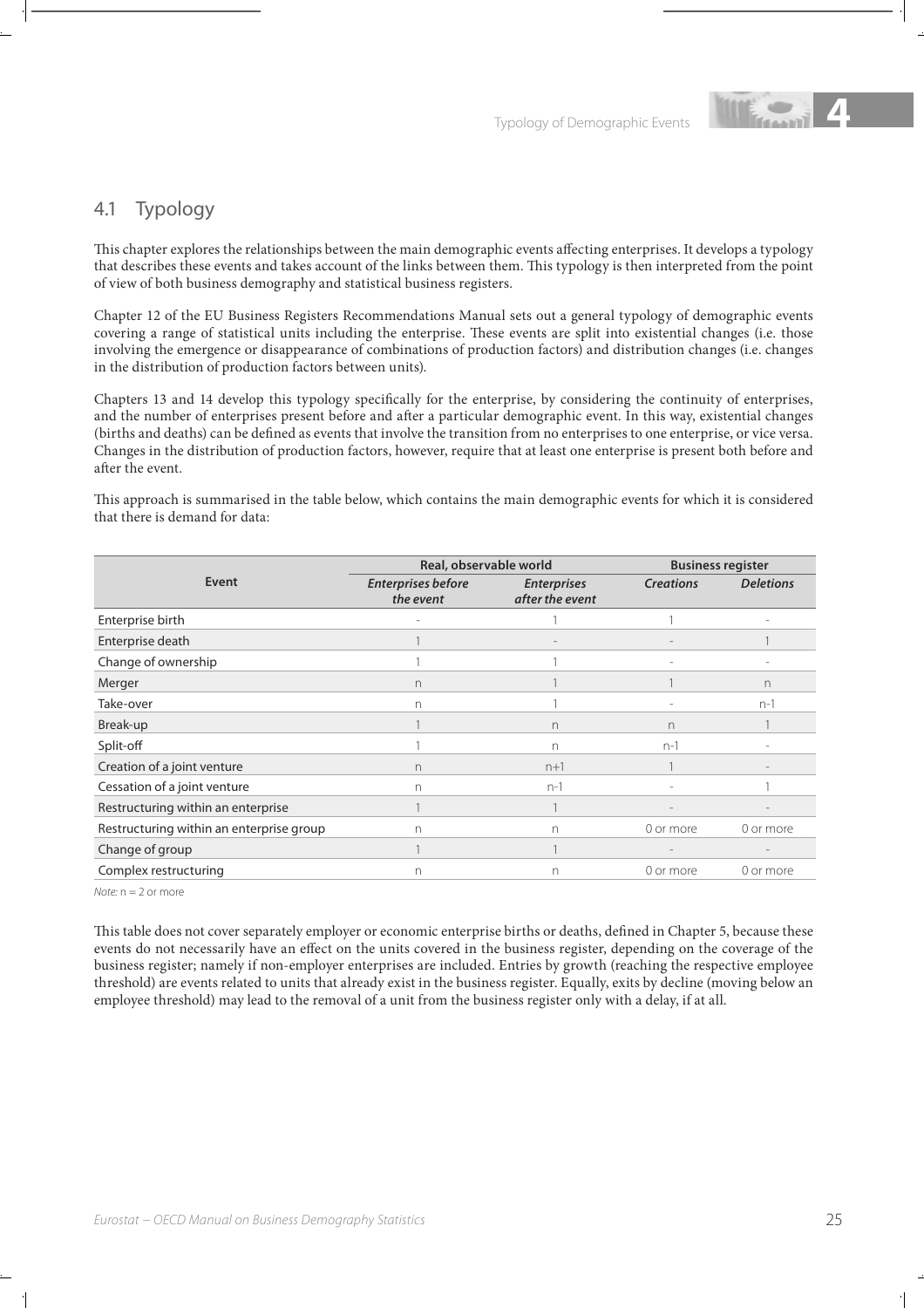## 4.1 Typology

This chapter explores the relationships between the main demographic events affecting enterprises. It develops a typology that describes these events and takes account of the links between them. This typology is then interpreted from the point of view of both business demography and statistical business registers.

Chapter 12 of the EU Business Registers Recommendations Manual sets out a general typology of demographic events covering a range of statistical units including the enterprise. These events are split into existential changes (i.e. those involving the emergence or disappearance of combinations of production factors) and distribution changes (i.e. changes in the distribution of production factors between units).

Chapters 13 and 14 develop this typology specifically for the enterprise, by considering the continuity of enterprises, and the number of enterprises present before and after a particular demographic event. In this way, existential changes (births and deaths) can be defined as events that involve the transition from no enterprises to one enterprise, or vice versa. Changes in the distribution of production factors, however, require that at least one enterprise is present both before and after the event.

This approach is summarised in the table below, which contains the main demographic events for which it is considered that there is demand for data:

| Event | Real, observable world | | Business register | |
|---|---|---|---|---|
| | *Enterprises before the event* | *Enterprises after the event* | *Creations* | *Deletions* |
| Enterprise birth | - | 1 | 1 | - |
| Enterprise death | 1 | - | - | 1 |
| Change of ownership | 1 | 1 | - | - |
| Merger | n | 1 | 1 | n |
| Take-over | n | 1 | - | n-1 |
| Break-up | 1 | n | n | 1 |
| Split-off | 1 | n | n-1 | - |
| Creation of a joint venture | n | n+1 | 1 | - |
| Cessation of a joint venture | n | n-1 | - | 1 |
| Restructuring within an enterprise | 1 | 1 | - | - |
| Restructuring within an enterprise group | n | n | 0 or more | 0 or more |
| Change of group | 1 | 1 | - | - |
| Complex restructuring | n | n | 0 or more | 0 or more |

*Note:* n = 2 or more

This table does not cover separately employer or economic enterprise births or deaths, defined in Chapter 5, because these events do not necessarily have an effect on the units covered in the business register, depending on the coverage of the business register; namely if non-employer enterprises are included. Entries by growth (reaching the respective employee threshold) are events related to units that already exist in the business register. Equally, exits by decline (moving below an employee threshold) may lead to the removal of a unit from the business register only with a delay, if at all.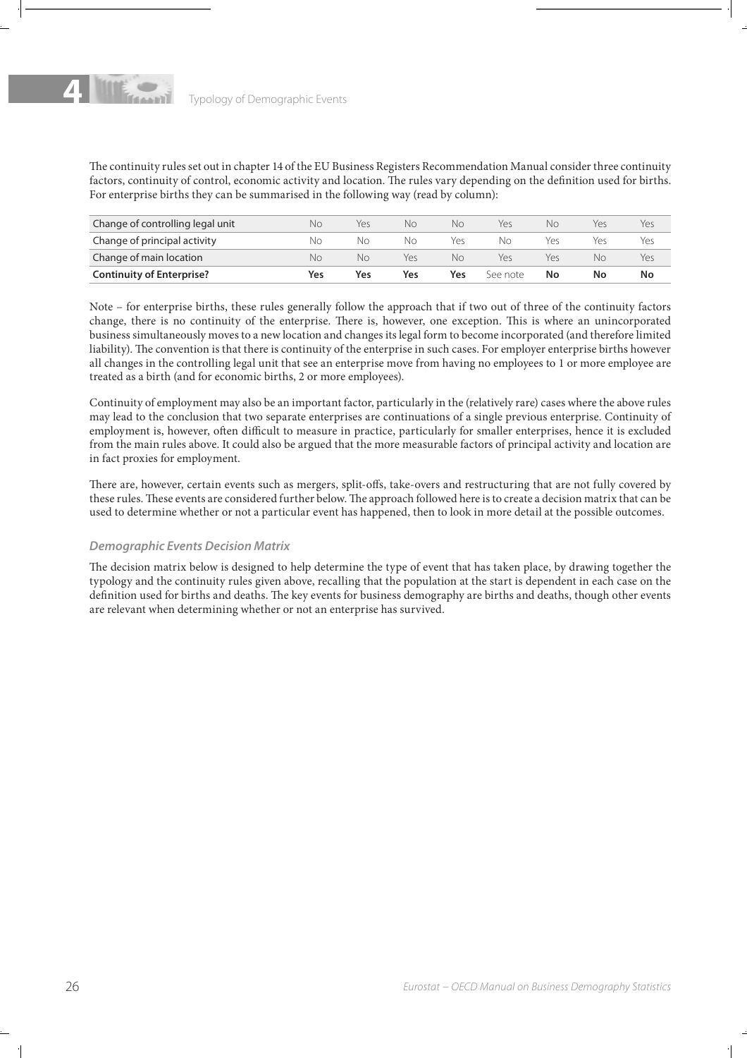The continuity rules set out in chapter 14 of the EU Business Registers Recommendation Manual consider three continuity factors, continuity of control, economic activity and location. The rules vary depending on the definition used for births. For enterprise births they can be summarised in the following way (read by column):

| Change of controlling legal unit | No | Yes | No | No | Yes | No | Yes | Yes |
|---|---|---|---|---|---|---|---|---|
| Change of principal activity | No | No | No | Yes | No | Yes | Yes | Yes |
| Change of main location | No | No | Yes | No | Yes | Yes | No | Yes |
| **Continuity of Enterprise?** | **Yes** | **Yes** | **Yes** | **Yes** | See note | **No** | **No** | **No** |

Note – for enterprise births, these rules generally follow the approach that if two out of three of the continuity factors change, there is no continuity of the enterprise. There is, however, one exception. This is where an unincorporated business simultaneously moves to a new location and changes its legal form to become incorporated (and therefore limited liability). The convention is that there is continuity of the enterprise in such cases. For employer enterprise births however all changes in the controlling legal unit that see an enterprise move from having no employees to 1 or more employee are treated as a birth (and for economic births, 2 or more employees).

Continuity of employment may also be an important factor, particularly in the (relatively rare) cases where the above rules may lead to the conclusion that two separate enterprises are continuations of a single previous enterprise. Continuity of employment is, however, often difficult to measure in practice, particularly for smaller enterprises, hence it is excluded from the main rules above. It could also be argued that the more measurable factors of principal activity and location are in fact proxies for employment.

There are, however, certain events such as mergers, split-offs, take-overs and restructuring that are not fully covered by these rules. These events are considered further below. The approach followed here is to create a decision matrix that can be used to determine whether or not a particular event has happened, then to look in more detail at the possible outcomes.

### *Demographic Events Decision Matrix*

The decision matrix below is designed to help determine the type of event that has taken place, by drawing together the typology and the continuity rules given above, recalling that the population at the start is dependent in each case on the definition used for births and deaths. The key events for business demography are births and deaths, though other events are relevant when determining whether or not an enterprise has survived.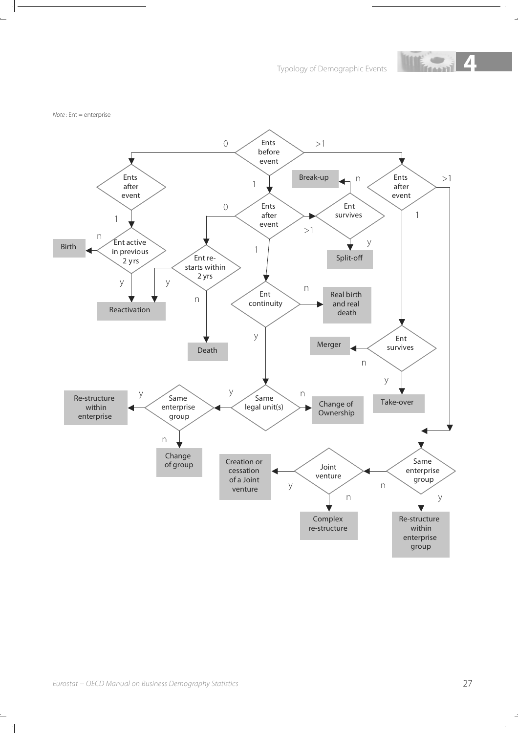*Note:* Ent = enterprise

- **Ents before event**
  - **0** → **Ents after event**
    - **1** → **Ent active in previous 2 yrs**
      - n → Birth
      - y → Reactivation
  - **1** → **Ents after event**
    - **0** → **Ent re-starts within 2 yrs**
      - y → Reactivation
      - n → Death
    - **>1** → **Ent survives**
      - n → Break-up
      - y → Split-off
    - **1** → **Ent continuity**
      - n → Real birth and real death
      - y → **Same legal unit(s)**
        - n → Change of Ownership
        - y → **Same enterprise group**
          - y → Re-structure within enterprise
          - n → Change of group
  - **>1** → **Ents after event**
    - **1** → **Ent survives**
      - n → Merger
      - y → Take-over
    - **>1** → **Same enterprise group**
      - y → Re-structure within enterprise group
      - n → **Joint venture**
        - y → Creation or cessation of a Joint venture
        - n → Complex re-structure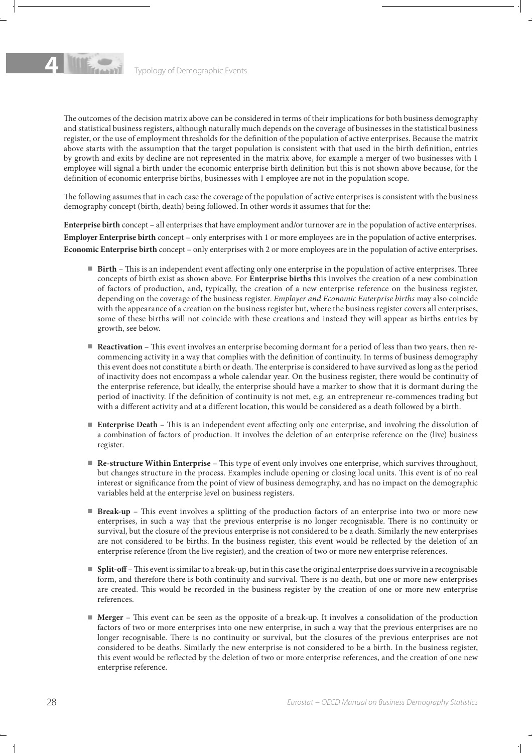The outcomes of the decision matrix above can be considered in terms of their implications for both business demography and statistical business registers, although naturally much depends on the coverage of businesses in the statistical business register, or the use of employment thresholds for the definition of the population of active enterprises. Because the matrix above starts with the assumption that the target population is consistent with that used in the birth definition, entries by growth and exits by decline are not represented in the matrix above, for example a merger of two businesses with 1 employee will signal a birth under the economic enterprise birth definition but this is not shown above because, for the definition of economic enterprise births, businesses with 1 employee are not in the population scope.

The following assumes that in each case the coverage of the population of active enterprises is consistent with the business demography concept (birth, death) being followed. In other words it assumes that for the:

**Enterprise birth** concept – all enterprises that have employment and/or turnover are in the population of active enterprises.

**Employer Enterprise birth** concept – only enterprises with 1 or more employees are in the population of active enterprises.

**Economic Enterprise birth** concept – only enterprises with 2 or more employees are in the population of active enterprises.

- **Birth** – This is an independent event affecting only one enterprise in the population of active enterprises. Three concepts of birth exist as shown above. For **Enterprise births** this involves the creation of a new combination of factors of production, and, typically, the creation of a new enterprise reference on the business register, depending on the coverage of the business register. *Employer and Economic Enterprise births* may also coincide with the appearance of a creation on the business register but, where the business register covers all enterprises, some of these births will not coincide with these creations and instead they will appear as births entries by growth, see below.

- **Reactivation** – This event involves an enterprise becoming dormant for a period of less than two years, then re-commencing activity in a way that complies with the definition of continuity. In terms of business demography this event does not constitute a birth or death. The enterprise is considered to have survived as long as the period of inactivity does not encompass a whole calendar year. On the business register, there would be continuity of the enterprise reference, but ideally, the enterprise should have a marker to show that it is dormant during the period of inactivity. If the definition of continuity is not met, e.g. an entrepreneur re-commences trading but with a different activity and at a different location, this would be considered as a death followed by a birth.

- **Enterprise Death** – This is an independent event affecting only one enterprise, and involving the dissolution of a combination of factors of production. It involves the deletion of an enterprise reference on the (live) business register.

- **Re-structure Within Enterprise** – This type of event only involves one enterprise, which survives throughout, but changes structure in the process. Examples include opening or closing local units. This event is of no real interest or significance from the point of view of business demography, and has no impact on the demographic variables held at the enterprise level on business registers.

- **Break-up** – This event involves a splitting of the production factors of an enterprise into two or more new enterprises, in such a way that the previous enterprise is no longer recognisable. There is no continuity or survival, but the closure of the previous enterprise is not considered to be a death. Similarly the new enterprises are not considered to be births. In the business register, this event would be reflected by the deletion of an enterprise reference (from the live register), and the creation of two or more new enterprise references.

- **Split-off** – This event is similar to a break-up, but in this case the original enterprise does survive in a recognisable form, and therefore there is both continuity and survival. There is no death, but one or more new enterprises are created. This would be recorded in the business register by the creation of one or more new enterprise references.

- **Merger** – This event can be seen as the opposite of a break-up. It involves a consolidation of the production factors of two or more enterprises into one new enterprise, in such a way that the previous enterprises are no longer recognisable. There is no continuity or survival, but the closures of the previous enterprises are not considered to be deaths. Similarly the new enterprise is not considered to be a birth. In the business register, this event would be reflected by the deletion of two or more enterprise references, and the creation of one new enterprise reference.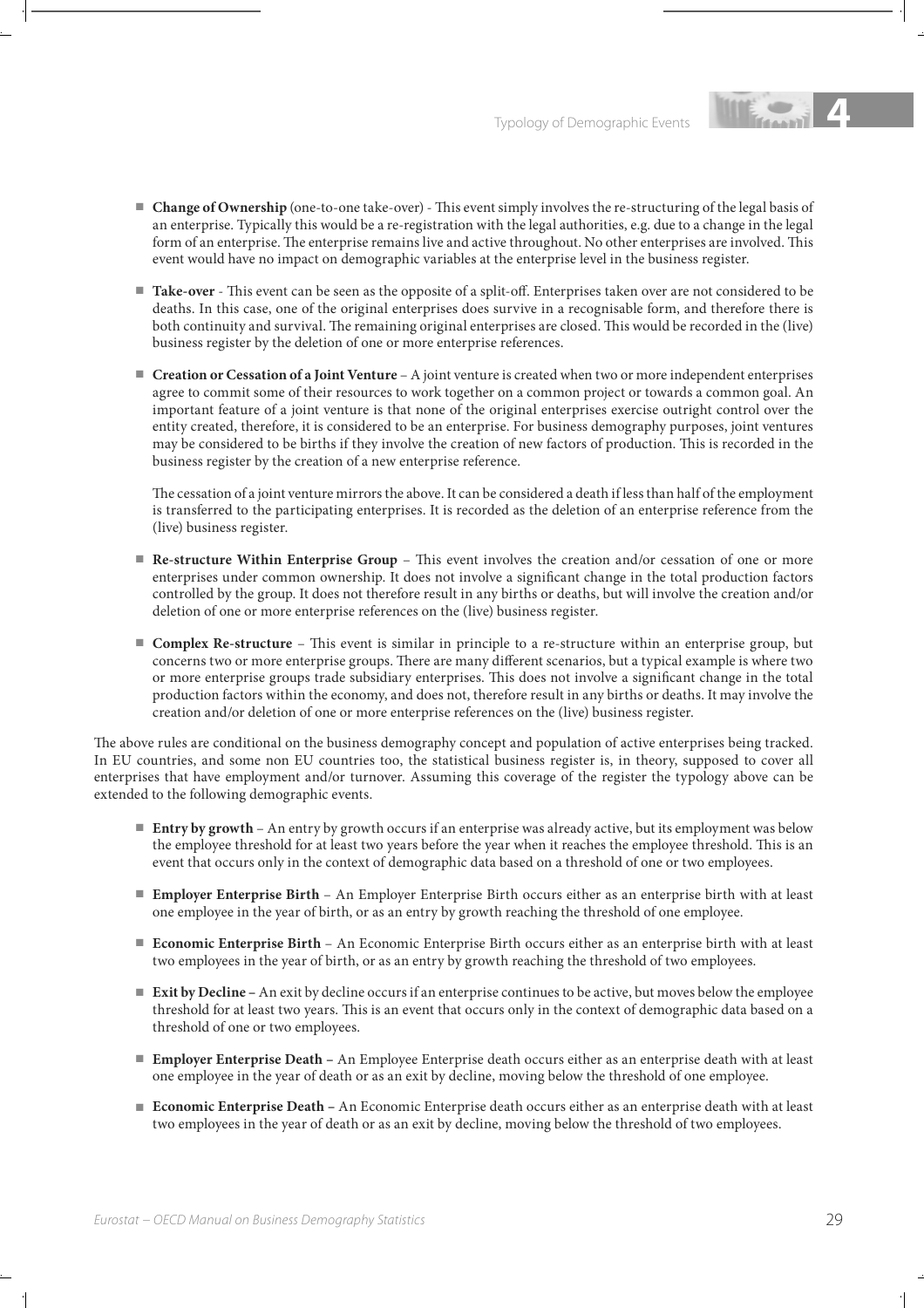- **Change of Ownership** (one-to-one take-over) - This event simply involves the re-structuring of the legal basis of an enterprise. Typically this would be a re-registration with the legal authorities, e.g. due to a change in the legal form of an enterprise. The enterprise remains live and active throughout. No other enterprises are involved. This event would have no impact on demographic variables at the enterprise level in the business register.

- **Take-over** - This event can be seen as the opposite of a split-off. Enterprises taken over are not considered to be deaths. In this case, one of the original enterprises does survive in a recognisable form, and therefore there is both continuity and survival. The remaining original enterprises are closed. This would be recorded in the (live) business register by the deletion of one or more enterprise references.

- **Creation or Cessation of a Joint Venture** – A joint venture is created when two or more independent enterprises agree to commit some of their resources to work together on a common project or towards a common goal. An important feature of a joint venture is that none of the original enterprises exercise outright control over the entity created, therefore, it is considered to be an enterprise. For business demography purposes, joint ventures may be considered to be births if they involve the creation of new factors of production. This is recorded in the business register by the creation of a new enterprise reference.

  The cessation of a joint venture mirrors the above. It can be considered a death if less than half of the employment is transferred to the participating enterprises. It is recorded as the deletion of an enterprise reference from the (live) business register.

- **Re-structure Within Enterprise Group** – This event involves the creation and/or cessation of one or more enterprises under common ownership. It does not involve a significant change in the total production factors controlled by the group. It does not therefore result in any births or deaths, but will involve the creation and/or deletion of one or more enterprise references on the (live) business register.

- **Complex Re-structure** – This event is similar in principle to a re-structure within an enterprise group, but concerns two or more enterprise groups. There are many different scenarios, but a typical example is where two or more enterprise groups trade subsidiary enterprises. This does not involve a significant change in the total production factors within the economy, and does not, therefore result in any births or deaths. It may involve the creation and/or deletion of one or more enterprise references on the (live) business register.

The above rules are conditional on the business demography concept and population of active enterprises being tracked. In EU countries, and some non EU countries too, the statistical business register is, in theory, supposed to cover all enterprises that have employment and/or turnover. Assuming this coverage of the register the typology above can be extended to the following demographic events.

- **Entry by growth** – An entry by growth occurs if an enterprise was already active, but its employment was below the employee threshold for at least two years before the year when it reaches the employee threshold. This is an event that occurs only in the context of demographic data based on a threshold of one or two employees.

- **Employer Enterprise Birth** – An Employer Enterprise Birth occurs either as an enterprise birth with at least one employee in the year of birth, or as an entry by growth reaching the threshold of one employee.

- **Economic Enterprise Birth** – An Economic Enterprise Birth occurs either as an enterprise birth with at least two employees in the year of birth, or as an entry by growth reaching the threshold of two employees.

- **Exit by Decline –** An exit by decline occurs if an enterprise continues to be active, but moves below the employee threshold for at least two years. This is an event that occurs only in the context of demographic data based on a threshold of one or two employees.

- **Employer Enterprise Death –** An Employee Enterprise death occurs either as an enterprise death with at least one employee in the year of death or as an exit by decline, moving below the threshold of one employee.

- **Economic Enterprise Death –** An Economic Enterprise death occurs either as an enterprise death with at least two employees in the year of death or as an exit by decline, moving below the threshold of two employees.